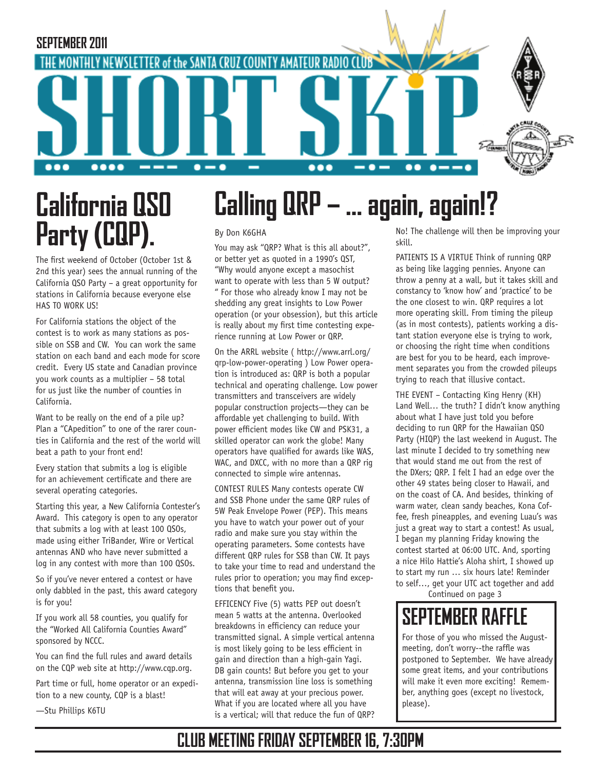SEPTEMBER 2011

THE MONTHLY NEWSLETTER of the SANTA CRUZ COUNTY AMATEUR RADIO CLUB

# SHORT SKIP

## California QSO Party (CQP).

The first weekend of October (October 1st & 2nd this year) sees the annual running of the California QSO Party – a great opportunity for stations in California because everyone else HAS TO WORK US!

For California stations the object of the contest is to work as many stations as possible on SSB and CW. You can work the same station on each band and each mode for score credit. Every US state and Canadian province you work counts as a multiplier – 58 total for us just like the number of counties in California.

Want to be really on the end of a pile up? Plan a "CApedition" to one of the rarer counties in California and the rest of the world will beat a path to your front end!

Every station that submits a log is eligible for an achievement certificate and there are several operating categories.

Starting this year, a New California Contester's Award. This category is open to any operator that submits a log with at least 100 QSOs, made using either TriBander, Wire or Vertical antennas AND who have never submitted a log in any contest with more than 100 QSOs.

So if you've never entered a contest or have only dabbled in the past, this award category is for you!

If you work all 58 counties, you qualify for the "Worked All California Counties Award" sponsored by NCCC.

You can find the full rules and award details on the CQP web site at http://www.cqp.org.

Part time or full, home operator or an expedition to a new county, CQP is a blast!

—Stu Phillips K6TU

## Calling QRP – ... again, again!?

By Don K6GHA

You may ask "QRP? What is this all about?", or better yet as quoted in a 1990's QST, "Why would anyone except a masochist want to operate with less than 5 W output? " For those who already know I may not be shedding any great insights to Low Power operation (or your obsession), but this article is really about my first time contesting experience running at Low Power or QRP.

On the ARRL website ( http://www.arrl.org/qrp-low-power-operating ) Low Power operation is introduced as: QRP is both a popular technical and operating challenge. Low power transmitters and transceivers are widely popular construction projects—they can be affordable yet challenging to build. With power efficient modes like CW and PSK31, a skilled operator can work the globe! Many operators have qualified for awards like WAS, WAC, and DXCC, with no more than a QRP rig connected to simple wire antennas.

CONTEST RULES Many contests operate CW and SSB Phone under the same QRP rules of 5W Peak Envelope Power (PEP). This means you have to watch your power out of your radio and make sure you stay within the operating parameters. Some contests have different QRP rules for SSB than CW. It pays to take your time to read and understand the rules prior to operation; you may find exceptions that benefit you.

EFFICENCY Five (5) watts PEP out doesn't mean 5 watts at the antenna. Overlooked breakdowns in efficiency can reduce your transmitted signal. A simple vertical antenna is most likely going to be less efficient in gain and direction than a high-gain Yagi. DB gain counts! But before you get to your antenna, transmission line loss is something that will eat away at your precious power. What if you are located where all you have is a vertical; will that reduce the fun of QRP? No! The challenge will then be improving your skill.

PATIENTS IS A VIRTUE Think of running QRP as being like lagging pennies. Anyone can throw a penny at a wall, but it takes skill and constancy to 'know how' and 'practice' to be the one closest to win. QRP requires a lot more operating skill. From timing the pileup (as in most contests), patients working a distant station everyone else is trying to work, or choosing the right time when conditions are best for you to be heard, each improvement separates you from the crowded pileups trying to reach that illusive contact.

THE EVENT – Contacting King Henry (KH) Land Well… the truth? I didn't know anything about what I have just told you before deciding to run QRP for the Hawaiian QSO Party (HIQP) the last weekend in August. The last minute I decided to try something new that would stand me out from the rest of the DXers; QRP. I felt I had an edge over the other 49 states being closer to Hawaii, and on the coast of CA. And besides, thinking of warm water, clean sandy beaches, Kona Coffee, fresh pineapples, and evening Luau's was just a great way to start a contest! As usual, I began my planning Friday knowing the contest started at 06:00 UTC. And, sporting a nice Hilo Hattie's Aloha shirt, I showed up to start my run … six hours late! Reminder to self…, get your UTC act together and add

Continued on page 3

## SEPTEMBER RAFFLE

For those of you who missed the August-meeting, don't worry--the raffle was postponed to September. We have already some great items, and your contributions will make it even more exciting! Remember, anything goes (except no livestock, please).

**CLUB MEETING FRIDAY SEPTEMBER 16, 7:30PM**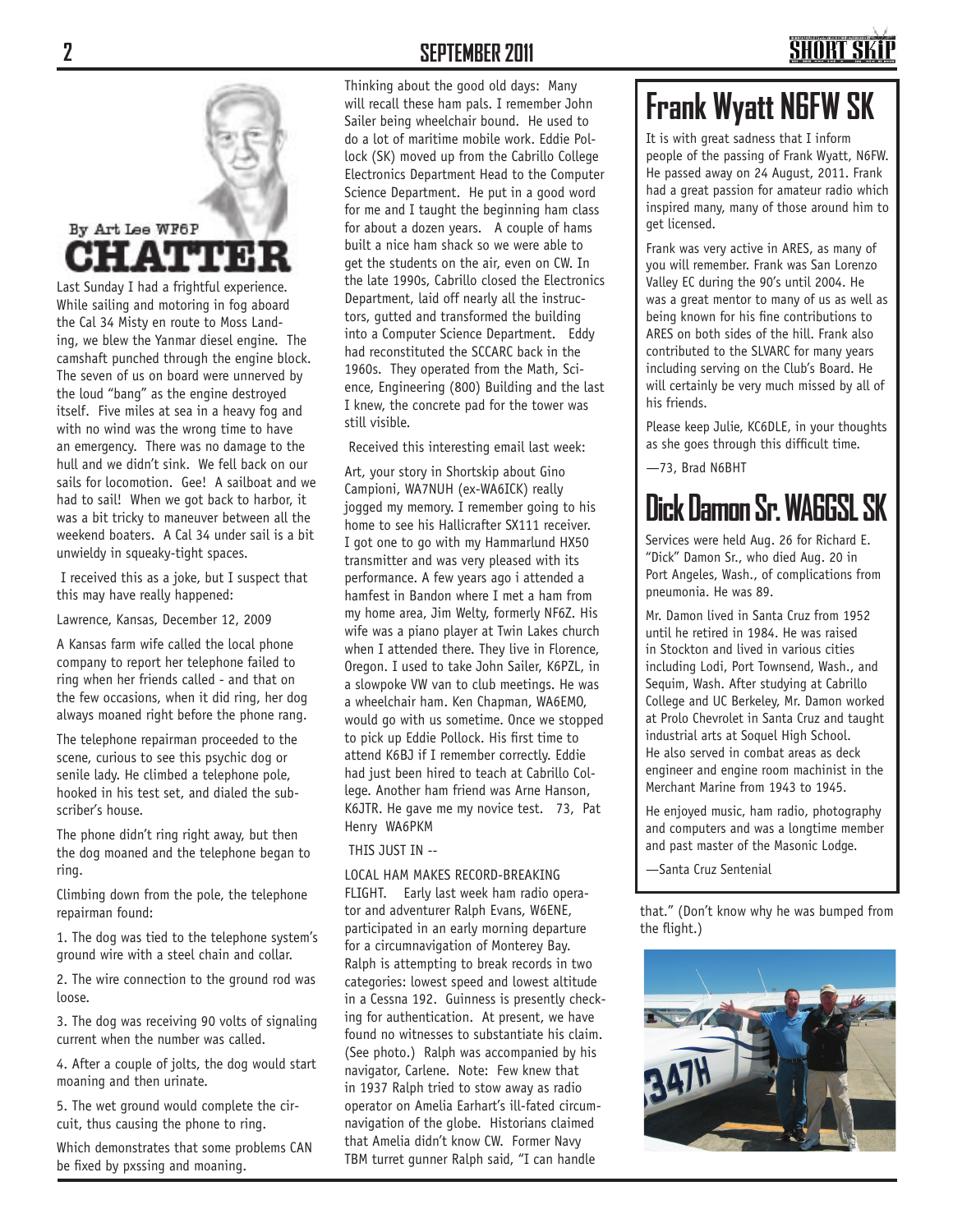By Art Lee WF6P

# CHATTER

Last Sunday I had a frightful experience. While sailing and motoring in fog aboard the Cal 34 Misty en route to Moss Landing, we blew the Yanmar diesel engine. The camshaft punched through the engine block. The seven of us on board were unnerved by the loud "bang" as the engine destroyed itself. Five miles at sea in a heavy fog and with no wind was the wrong time to have an emergency. There was no damage to the hull and we didn't sink. We fell back on our sails for locomotion. Gee! A sailboat and we had to sail! When we got back to harbor, it was a bit tricky to maneuver between all the weekend boaters. A Cal 34 under sail is a bit unwieldy in squeaky-tight spaces.

I received this as a joke, but I suspect that this may have really happened:

Lawrence, Kansas, December 12, 2009

A Kansas farm wife called the local phone company to report her telephone failed to ring when her friends called - and that on the few occasions, when it did ring, her dog always moaned right before the phone rang.

The telephone repairman proceeded to the scene, curious to see this psychic dog or senile lady. He climbed a telephone pole, hooked in his test set, and dialed the subscriber's house.

The phone didn't ring right away, but then the dog moaned and the telephone began to ring.

Climbing down from the pole, the telephone repairman found:

1. The dog was tied to the telephone system's ground wire with a steel chain and collar.
2. The wire connection to the ground rod was loose.
3. The dog was receiving 90 volts of signaling current when the number was called.
4. After a couple of jolts, the dog would start moaning and then urinate.
5. The wet ground would complete the circuit, thus causing the phone to ring.

Which demonstrates that some problems CAN be fixed by pxssing and moaning.

Thinking about the good old days: Many will recall these ham pals. I remember John Sailer being wheelchair bound. He used to do a lot of maritime mobile work. Eddie Pollock (SK) moved up from the Cabrillo College Electronics Department Head to the Computer Science Department. He put in a good word for me and I taught the beginning ham class for about a dozen years. A couple of hams built a nice ham shack so we were able to get the students on the air, even on CW. In the late 1990s, Cabrillo closed the Electronics Department, laid off nearly all the instructors, gutted and transformed the building into a Computer Science Department. Eddy had reconstituted the SCCARC back in the 1960s. They operated from the Math, Science, Engineering (800) Building and the last I knew, the concrete pad for the tower was still visible.

Received this interesting email last week:

Art, your story in Shortskip about Gino Campioni, WA7NUH (ex-WA6ICK) really jogged my memory. I remember going to his home to see his Hallicrafter SX111 receiver. I got one to go with my Hammarlund HX50 transmitter and was very pleased with its performance. A few years ago i attended a hamfest in Bandon where I met a ham from my home area, Jim Welty, formerly NF6Z. His wife was a piano player at Twin Lakes church when I attended there. They live in Florence, Oregon. I used to take John Sailer, K6PZL, in a slowpoke VW van to club meetings. He was a wheelchair ham. Ken Chapman, WA6EMO, would go with us sometime. Once we stopped to pick up Eddie Pollock. His first time to attend K6BJ if I remember correctly. Eddie had just been hired to teach at Cabrillo College. Another ham friend was Arne Hanson, K6JTR. He gave me my novice test. 73, Pat Henry WA6PKM

THIS JUST IN --

LOCAL HAM MAKES RECORD-BREAKING FLIGHT. Early last week ham radio operator and adventurer Ralph Evans, W6ENE, participated in an early morning departure for a circumnavigation of Monterey Bay. Ralph is attempting to break records in two categories: lowest speed and lowest altitude in a Cessna 192. Guinness is presently checking for authentication. At present, we have found no witnesses to substantiate his claim. (See photo.) Ralph was accompanied by his navigator, Carlene. Note: Few knew that in 1937 Ralph tried to stow away as radio operator on Amelia Earhart's ill-fated circumnavigation of the globe. Historians claimed that Amelia didn't know CW. Former Navy TBM turret gunner Ralph said, "I can handle that." (Don't know why he was bumped from the flight.)

# Frank Wyatt N6FW SK

It is with great sadness that I inform people of the passing of Frank Wyatt, N6FW. He passed away on 24 August, 2011. Frank had a great passion for amateur radio which inspired many, many of those around him to get licensed.

Frank was very active in ARES, as many of you will remember. Frank was San Lorenzo Valley EC during the 90's until 2004. He was a great mentor to many of us as well as being known for his fine contributions to ARES on both sides of the hill. Frank also contributed to the SLVARC for many years including serving on the Club's Board. He will certainly be very much missed by all of his friends.

Please keep Julie, KC6DLE, in your thoughts as she goes through this difficult time.

—73, Brad N6BHT

# Dick Damon Sr. WA6GSL SK

Services were held Aug. 26 for Richard E. "Dick" Damon Sr., who died Aug. 20 in Port Angeles, Wash., of complications from pneumonia. He was 89.

Mr. Damon lived in Santa Cruz from 1952 until he retired in 1984. He was raised in Stockton and lived in various cities including Lodi, Port Townsend, Wash., and Sequim, Wash. After studying at Cabrillo College and UC Berkeley, Mr. Damon worked at Prolo Chevrolet in Santa Cruz and taught industrial arts at Soquel High School. He also served in combat areas as deck engineer and engine room machinist in the Merchant Marine from 1943 to 1945.

He enjoyed music, ham radio, photography and computers and was a longtime member and past master of the Masonic Lodge.

—Santa Cruz Sentenial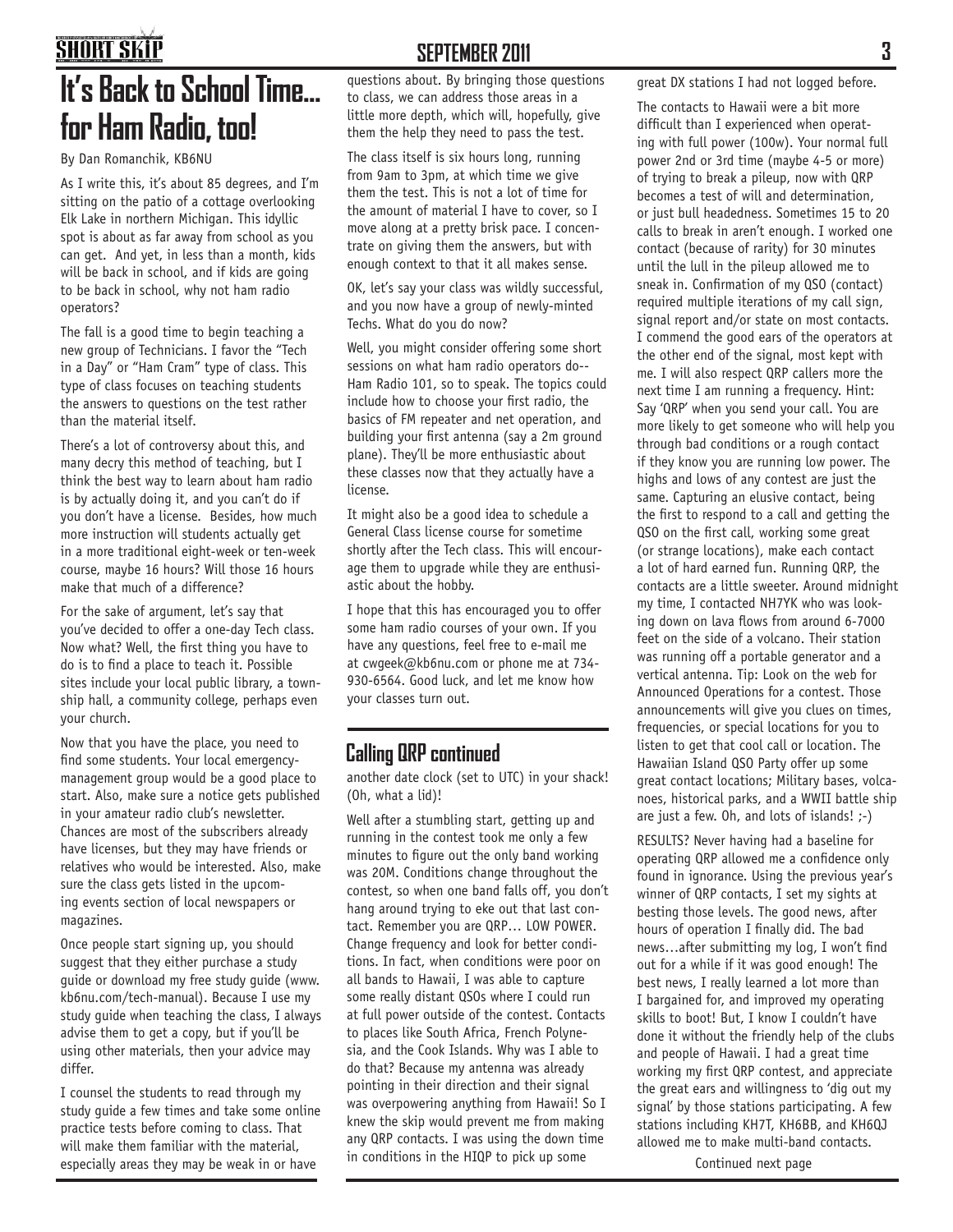# It's Back to School Time… for Ham Radio, too!

By Dan Romanchik, KB6NU

As I write this, it's about 85 degrees, and I'm sitting on the patio of a cottage overlooking Elk Lake in northern Michigan. This idyllic spot is about as far away from school as you can get. And yet, in less than a month, kids will be back in school, and if kids are going to be back in school, why not ham radio operators?

The fall is a good time to begin teaching a new group of Technicians. I favor the "Tech in a Day" or "Ham Cram" type of class. This type of class focuses on teaching students the answers to questions on the test rather than the material itself.

There's a lot of controversy about this, and many decry this method of teaching, but I think the best way to learn about ham radio is by actually doing it, and you can't do if you don't have a license. Besides, how much more instruction will students actually get in a more traditional eight-week or ten-week course, maybe 16 hours? Will those 16 hours make that much of a difference?

For the sake of argument, let's say that you've decided to offer a one-day Tech class. Now what? Well, the first thing you have to do is to find a place to teach it. Possible sites include your local public library, a township hall, a community college, perhaps even your church.

Now that you have the place, you need to find some students. Your local emergency-management group would be a good place to start. Also, make sure a notice gets published in your amateur radio club's newsletter. Chances are most of the subscribers already have licenses, but they may have friends or relatives who would be interested. Also, make sure the class gets listed in the upcoming events section of local newspapers or magazines.

Once people start signing up, you should suggest that they either purchase a study guide or download my free study guide (www.kb6nu.com/tech-manual). Because I use my study guide when teaching the class, I always advise them to get a copy, but if you'll be using other materials, then your advice may differ.

I counsel the students to read through my study guide a few times and take some online practice tests before coming to class. That will make them familiar with the material, especially areas they may be weak in or have questions about. By bringing those questions to class, we can address those areas in a little more depth, which will, hopefully, give them the help they need to pass the test.

The class itself is six hours long, running from 9am to 3pm, at which time we give them the test. This is not a lot of time for the amount of material I have to cover, so I move along at a pretty brisk pace. I concentrate on giving them the answers, but with enough context to that it all makes sense.

OK, let's say your class was wildly successful, and you now have a group of newly-minted Techs. What do you do now?

Well, you might consider offering some short sessions on what ham radio operators do--Ham Radio 101, so to speak. The topics could include how to choose your first radio, the basics of FM repeater and net operation, and building your first antenna (say a 2m ground plane). They'll be more enthusiastic about these classes now that they actually have a license.

It might also be a good idea to schedule a General Class license course for sometime shortly after the Tech class. This will encourage them to upgrade while they are enthusiastic about the hobby.

I hope that this has encouraged you to offer some ham radio courses of your own. If you have any questions, feel free to e-mail me at cwgeek@kb6nu.com or phone me at 734-930-6564. Good luck, and let me know how your classes turn out.

## Calling QRP continued

another date clock (set to UTC) in your shack! (Oh, what a lid)!

Well after a stumbling start, getting up and running in the contest took me only a few minutes to figure out the only band working was 20M. Conditions change throughout the contest, so when one band falls off, you don't hang around trying to eke out that last contact. Remember you are QRP… LOW POWER. Change frequency and look for better conditions. In fact, when conditions were poor on all bands to Hawaii, I was able to capture some really distant QSOs where I could run at full power outside of the contest. Contacts to places like South Africa, French Polynesia, and the Cook Islands. Why was I able to do that? Because my antenna was already pointing in their direction and their signal was overpowering anything from Hawaii! So I knew the skip would prevent me from making any QRP contacts. I was using the down time in conditions in the HIQP to pick up some great DX stations I had not logged before.

The contacts to Hawaii were a bit more difficult than I experienced when operating with full power (100w). Your normal full power 2nd or 3rd time (maybe 4-5 or more) of trying to break a pileup, now with QRP becomes a test of will and determination, or just bull headedness. Sometimes 15 to 20 calls to break in aren't enough. I worked one contact (because of rarity) for 30 minutes until the lull in the pileup allowed me to sneak in. Confirmation of my QSO (contact) required multiple iterations of my call sign, signal report and/or state on most contacts. I commend the good ears of the operators at the other end of the signal, most kept with me. I will also respect QRP callers more the next time I am running a frequency. Hint: Say 'QRP' when you send your call. You are more likely to get someone who will help you through bad conditions or a rough contact if they know you are running low power. The highs and lows of any contest are just the same. Capturing an elusive contact, being the first to respond to a call and getting the QSO on the first call, working some great (or strange locations), make each contact a lot of hard earned fun. Running QRP, the contacts are a little sweeter. Around midnight my time, I contacted NH7YK who was looking down on lava flows from around 6-7000 feet on the side of a volcano. Their station was running off a portable generator and a vertical antenna. Tip: Look on the web for Announced Operations for a contest. Those announcements will give you clues on times, frequencies, or special locations for you to listen to get that cool call or location. The Hawaiian Island QSO Party offer up some great contact locations; Military bases, volcanoes, historical parks, and a WWII battle ship are just a few. Oh, and lots of islands! ;-)

RESULTS? Never having had a baseline for operating QRP allowed me a confidence only found in ignorance. Using the previous year's winner of QRP contacts, I set my sights at besting those levels. The good news, after hours of operation I finally did. The bad news…after submitting my log, I won't find out for a while if it was good enough! The best news, I really learned a lot more than I bargained for, and improved my operating skills to boot! But, I know I couldn't have done it without the friendly help of the clubs and people of Hawaii. I had a great time working my first QRP contest, and appreciate the great ears and willingness to 'dig out my signal' by those stations participating. A few stations including KH7T, KH6BB, and KH6QJ allowed me to make multi-band contacts.

Continued next page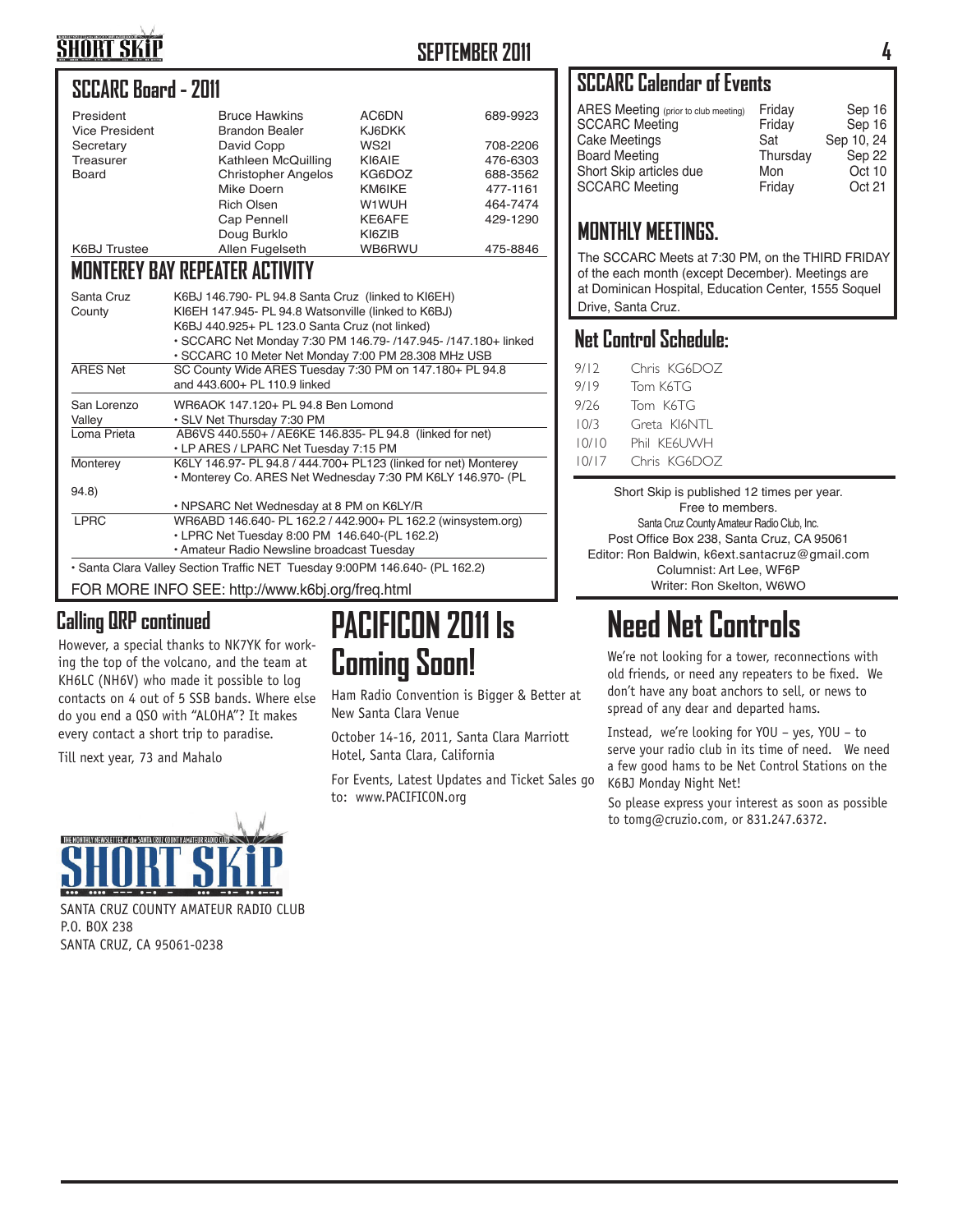## SCCARC Board - 2011

| | | | |
|---|---|---|---|
| President | Bruce Hawkins | AC6DN | 689-9923 |
| Vice President | Brandon Bealer | KJ6DKK | |
| Secretary | David Copp | WS2I | 708-2206 |
| Treasurer | Kathleen McQuilling | KI6AIE | 476-6303 |
| Board | Christopher Angelos | KG6DOZ | 688-3562 |
| | Mike Doern | KM6IKE | 477-1161 |
| | Rich Olsen | W1WUH | 464-7474 |
| | Cap Pennell | KE6AFE | 429-1290 |
| | Doug Burklo | KI6ZIB | |
| K6BJ Trustee | Allen Fugelseth | WB6RWU | 475-8846 |

## MONTEREY BAY REPEATER ACTIVITY

| | |
|---|---|
| Santa Cruz County | K6BJ 146.790- PL 94.8 Santa Cruz (linked to KI6EH)<br>KI6EH 147.945- PL 94.8 Watsonville (linked to K6BJ)<br>K6BJ 440.925+ PL 123.0 Santa Cruz (not linked)<br>• SCCARC Net Monday 7:30 PM 146.79- /147.945- /147.180+ linked<br>• SCCARC 10 Meter Net Monday 7:00 PM 28.308 MHz USB |
| ARES Net | SC County Wide ARES Tuesday 7:30 PM on 147.180+ PL 94.8 and 443.600+ PL 110.9 linked |
| San Lorenzo Valley | WR6AOK 147.120+ PL 94.8 Ben Lomond<br>• SLV Net Thursday 7:30 PM |
| Loma Prieta | AB6VS 440.550+ / AE6KE 146.835- PL 94.8 (linked for net)<br>• LP ARES / LPARC Net Tuesday 7:15 PM |
| Monterey | K6LY 146.97- PL 94.8 / 444.700+ PL123 (linked for net) Monterey<br>• Monterey Co. ARES Net Wednesday 7:30 PM K6LY 146.970- (PL 94.8)<br>• NPSARC Net Wednesday at 8 PM on K6LY/R |
| LPRC | WR6ABD 146.640- PL 162.2 / 442.900+ PL 162.2 (winsystem.org)<br>• LPRC Net Tuesday 8:00 PM 146.640-(PL 162.2)<br>• Amateur Radio Newsline broadcast Tuesday |

• Santa Clara Valley Section Traffic NET Tuesday 9:00PM 146.640- (PL 162.2)

FOR MORE INFO SEE: http://www.k6bj.org/freq.html

## SCCARC Calendar of Events

| | | |
|---|---|---|
| ARES Meeting (prior to club meeting) | Friday | Sep 16 |
| SCCARC Meeting | Friday | Sep 16 |
| Cake Meetings | Sat | Sep 10, 24 |
| Board Meeting | Thursday | Sep 22 |
| Short Skip articles due | Mon | Oct 10 |
| SCCARC Meeting | Friday | Oct 21 |

## MONTHLY MEETINGS.

The SCCARC Meets at 7:30 PM, on the THIRD FRIDAY of the each month (except December). Meetings are at Dominican Hospital, Education Center, 1555 Soquel Drive, Santa Cruz.

## Net Control Schedule:

| | |
|---|---|
| 9/12 | Chris KG6DOZ |
| 9/19 | Tom K6TG |
| 9/26 | Tom K6TG |
| 10/3 | Greta KI6NTL |
| 10/10 | Phil KE6UWH |
| 10/17 | Chris KG6DOZ |

Short Skip is published 12 times per year.
Free to members.
Santa Cruz County Amateur Radio Club, Inc.
Post Office Box 238, Santa Cruz, CA 95061
Editor: Ron Baldwin, k6ext.santacruz@gmail.com
Columnist: Art Lee, WF6P
Writer: Ron Skelton, W6WO

## Calling QRP continued

However, a special thanks to NK7YK for working the top of the volcano, and the team at KH6LC (NH6V) who made it possible to log contacts on 4 out of 5 SSB bands. Where else do you end a QSO with "ALOHA"? It makes every contact a short trip to paradise.

Till next year, 73 and Mahalo

# PACIFICON 2011 Is Coming Soon!

Ham Radio Convention is Bigger & Better at New Santa Clara Venue

October 14-16, 2011, Santa Clara Marriott Hotel, Santa Clara, California

For Events, Latest Updates and Ticket Sales go to: www.PACIFICON.org

# Need Net Controls

We're not looking for a tower, reconnections with old friends, or need any repeaters to be fixed. We don't have any boat anchors to sell, or news to spread of any dear and departed hams.

Instead, we're looking for YOU – yes, YOU – to serve your radio club in its time of need. We need a few good hams to be Net Control Stations on the K6BJ Monday Night Net!

So please express your interest as soon as possible to tomg@cruzio.com, or 831.247.6372.

THE MONTHLY NEWSLETTER of the SANTA CRUZ COUNTY AMATEUR RADIO CLUB
SHORT SKIP

SANTA CRUZ COUNTY AMATEUR RADIO CLUB
P.O. BOX 238
SANTA CRUZ, CA 95061-0238